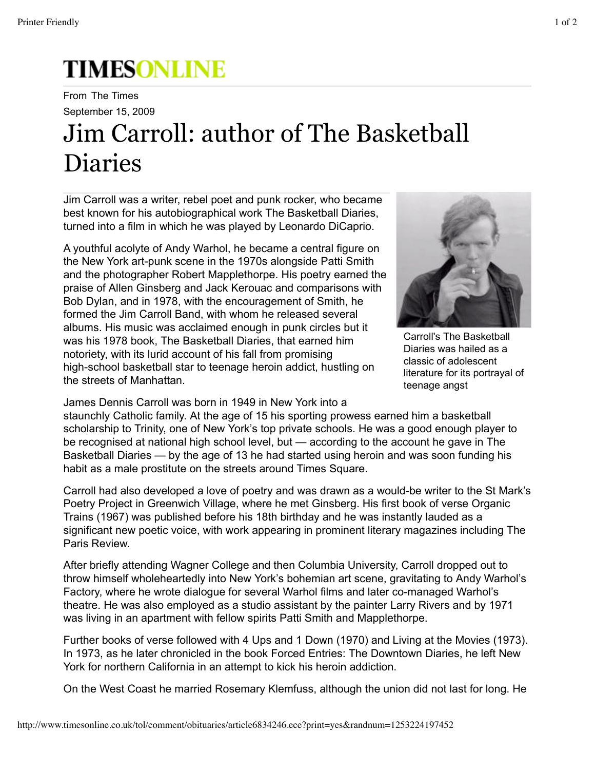# TIMESONLINE

From The Times

September 15, 2009

# Jim Carroll: author of The Basketball Diaries

Jim Carroll was a writer, rebel poet and punk rocker, who became best known for his autobiographical work The Basketball Diaries, turned into a film in which he was played by Leonardo DiCaprio.

A youthful acolyte of Andy Warhol, he became a central figure on the New York art-punk scene in the 1970s alongside Patti Smith and the photographer Robert Mapplethorpe. His poetry earned the praise of Allen Ginsberg and Jack Kerouac and comparisons with Bob Dylan, and in 1978, with the encouragement of Smith, he formed the Jim Carroll Band, with whom he released several albums. His music was acclaimed enough in punk circles but it was his 1978 book, The Basketball Diaries, that earned him notoriety, with its lurid account of his fall from promising high-school basketball star to teenage heroin addict, hustling on the streets of Manhattan.

Carroll's The Basketball Diaries was hailed as a classic of adolescent literature for its portrayal of teenage angst

James Dennis Carroll was born in 1949 in New York into a staunchly Catholic family. At the age of 15 his sporting prowess earned him a basketball scholarship to Trinity, one of New York's top private schools. He was a good enough player to be recognised at national high school level, but — according to the account he gave in The Basketball Diaries — by the age of 13 he had started using heroin and was soon funding his habit as a male prostitute on the streets around Times Square.

Carroll had also developed a love of poetry and was drawn as a would-be writer to the St Mark's Poetry Project in Greenwich Village, where he met Ginsberg. His first book of verse Organic Trains (1967) was published before his 18th birthday and he was instantly lauded as a significant new poetic voice, with work appearing in prominent literary magazines including The Paris Review.

After briefly attending Wagner College and then Columbia University, Carroll dropped out to throw himself wholeheartedly into New York's bohemian art scene, gravitating to Andy Warhol's Factory, where he wrote dialogue for several Warhol films and later co-managed Warhol's theatre. He was also employed as a studio assistant by the painter Larry Rivers and by 1971 was living in an apartment with fellow spirits Patti Smith and Mapplethorpe.

Further books of verse followed with 4 Ups and 1 Down (1970) and Living at the Movies (1973). In 1973, as he later chronicled in the book Forced Entries: The Downtown Diaries, he left New York for northern California in an attempt to kick his heroin addiction.

On the West Coast he married Rosemary Klemfuss, although the union did not last for long. He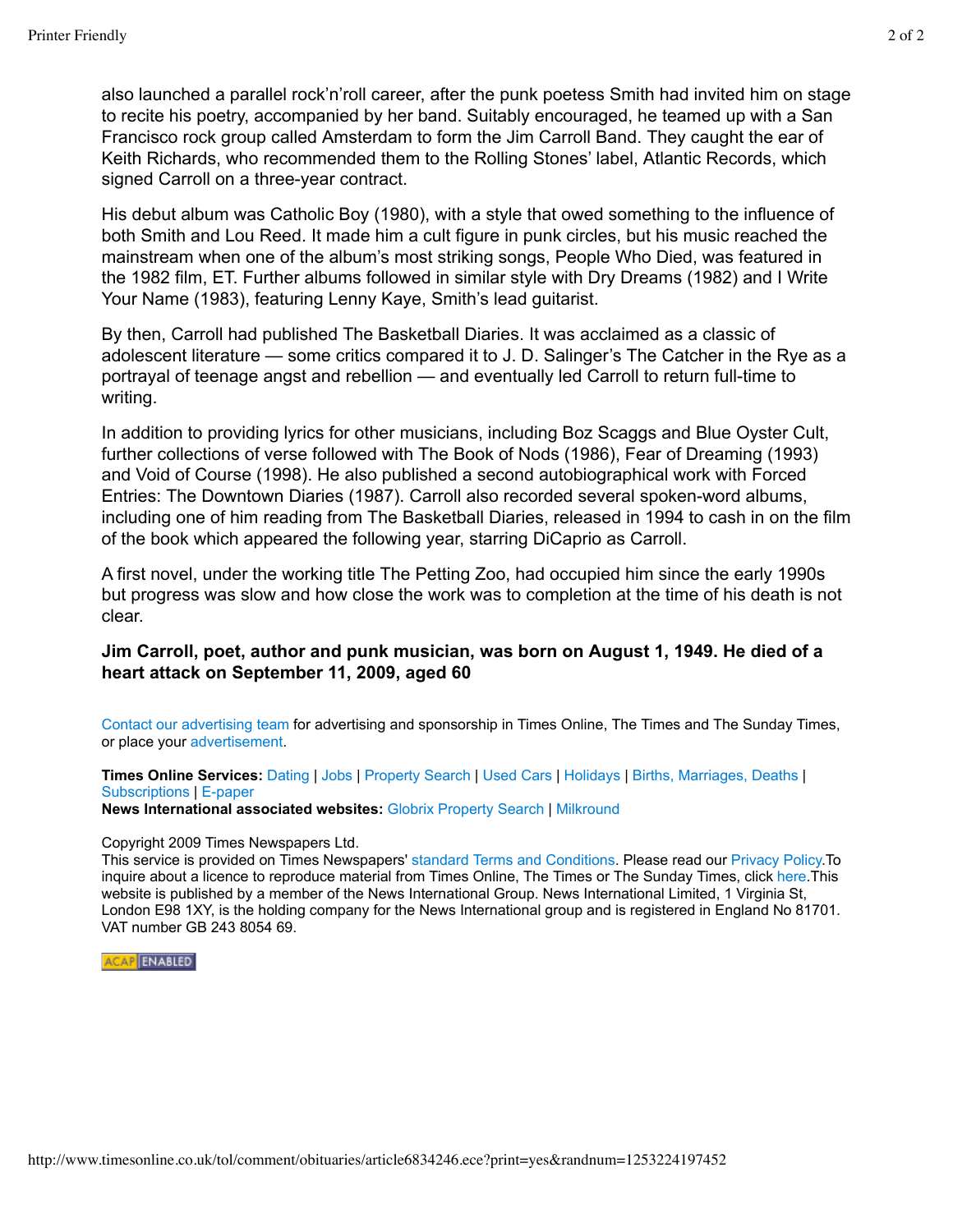also launched a parallel rock'n'roll career, after the punk poetess Smith had invited him on stage to recite his poetry, accompanied by her band. Suitably encouraged, he teamed up with a San Francisco rock group called Amsterdam to form the Jim Carroll Band. They caught the ear of Keith Richards, who recommended them to the Rolling Stones' label, Atlantic Records, which signed Carroll on a three-year contract.

His debut album was Catholic Boy (1980), with a style that owed something to the influence of both Smith and Lou Reed. It made him a cult figure in punk circles, but his music reached the mainstream when one of the album's most striking songs, People Who Died, was featured in the 1982 film, ET. Further albums followed in similar style with Dry Dreams (1982) and I Write Your Name (1983), featuring Lenny Kaye, Smith's lead guitarist.

By then, Carroll had published The Basketball Diaries. It was acclaimed as a classic of adolescent literature — some critics compared it to J. D. Salinger's The Catcher in the Rye as a portrayal of teenage angst and rebellion — and eventually led Carroll to return full-time to writing.

In addition to providing lyrics for other musicians, including Boz Scaggs and Blue Oyster Cult, further collections of verse followed with The Book of Nods (1986), Fear of Dreaming (1993) and Void of Course (1998). He also published a second autobiographical work with Forced Entries: The Downtown Diaries (1987). Carroll also recorded several spoken-word albums, including one of him reading from The Basketball Diaries, released in 1994 to cash in on the film of the book which appeared the following year, starring DiCaprio as Carroll.

A first novel, under the working title The Petting Zoo, had occupied him since the early 1990s but progress was slow and how close the work was to completion at the time of his death is not clear.

**Jim Carroll, poet, author and punk musician, was born on August 1, 1949. He died of a heart attack on September 11, 2009, aged 60**

Contact our advertising team for advertising and sponsorship in Times Online, The Times and The Sunday Times, or place your advertisement.

**Times Online Services:** Dating | Jobs | Property Search | Used Cars | Holidays | Births, Marriages, Deaths | Subscriptions | E-paper
**News International associated websites:** Globrix Property Search | Milkround

Copyright 2009 Times Newspapers Ltd.
This service is provided on Times Newspapers' standard Terms and Conditions. Please read our Privacy Policy.To inquire about a licence to reproduce material from Times Online, The Times or The Sunday Times, click here.This website is published by a member of the News International Group. News International Limited, 1 Virginia St, London E98 1XY, is the holding company for the News International group and is registered in England No 81701. VAT number GB 243 8054 69.